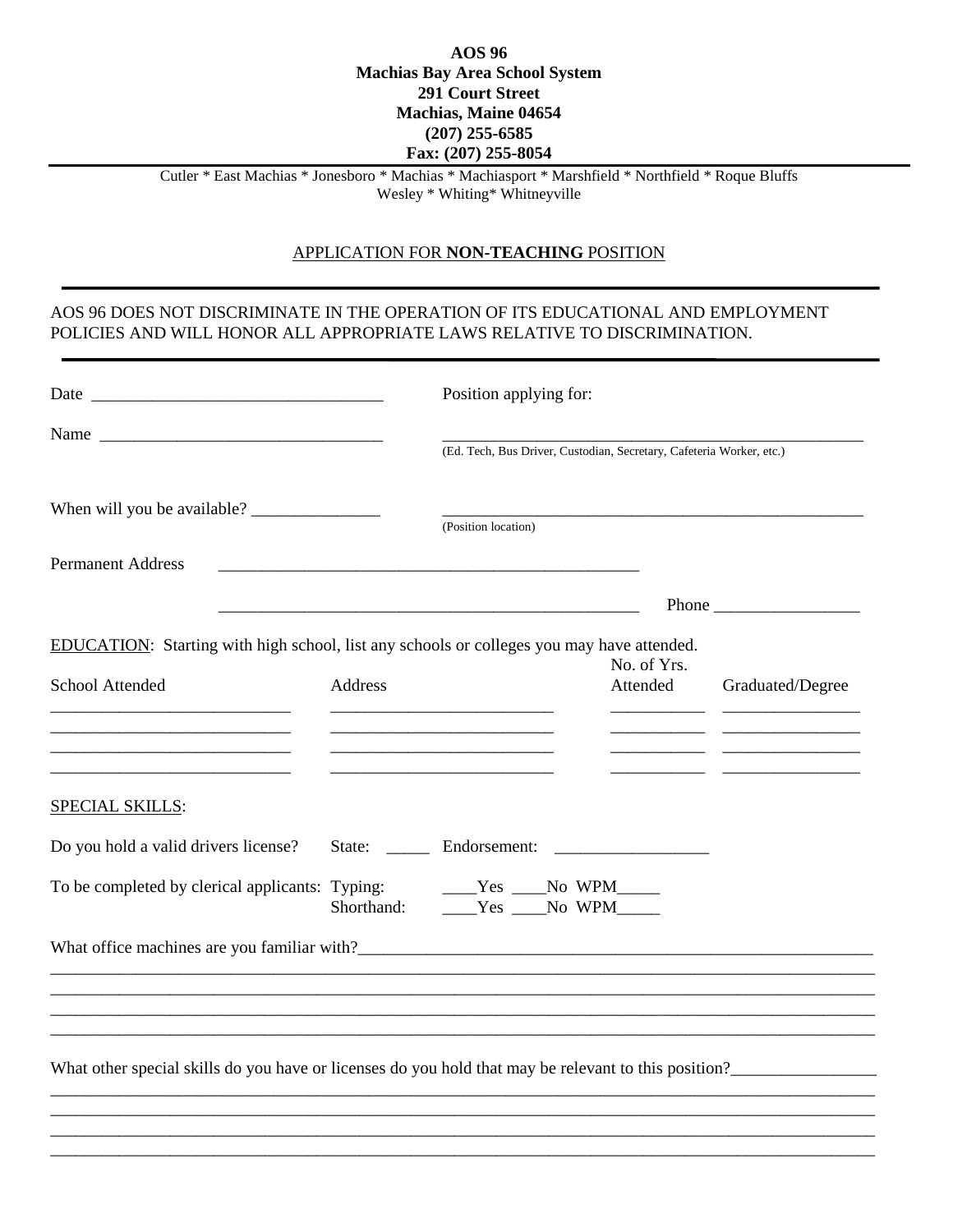**AOS 96**
**Machias Bay Area School System**
**291 Court Street**
**Machias, Maine 04654**
**(207) 255-6585**
**Fax: (207) 255-8054**

Cutler * East Machias * Jonesboro * Machias * Machiasport * Marshfield * Northfield * Roque Bluffs
Wesley * Whiting* Whitneyville

---

APPLICATION FOR **NON-TEACHING** POSITION

---

AOS 96 DOES NOT DISCRIMINATE IN THE OPERATION OF ITS EDUCATIONAL AND EMPLOYMENT POLICIES AND WILL HONOR ALL APPROPRIATE LAWS RELATIVE TO DISCRIMINATION.

---

Date ________________________________ Position applying for:

Name ________________________________ ____________________________________________________
(Ed. Tech, Bus Driver, Custodian, Secretary, Cafeteria Worker, etc.)

When will you be available? _______________ ____________________________________________________
(Position location)

Permanent Address ____________________________________________________

____________________________________________________ Phone _________________

EDUCATION: Starting with high school, list any schools or colleges you may have attended.

| School Attended | Address | No. of Yrs. Attended | Graduated/Degree |
|---|---|---|---|
| | | | |
| | | | |
| | | | |
| | | | |

SPECIAL SKILLS:

Do you hold a valid drivers license? State: _____ Endorsement: __________________

To be completed by clerical applicants: Typing: ____Yes ____No WPM_____
Shorthand: ____Yes ____No WPM_____

What office machines are you familiar with?____________________________________________________________
______________________________________________________________________________________________
______________________________________________________________________________________________
______________________________________________________________________________________________
______________________________________________________________________________________________

What other special skills do you have or licenses do you hold that may be relevant to this position?_________________
______________________________________________________________________________________________
______________________________________________________________________________________________
______________________________________________________________________________________________
______________________________________________________________________________________________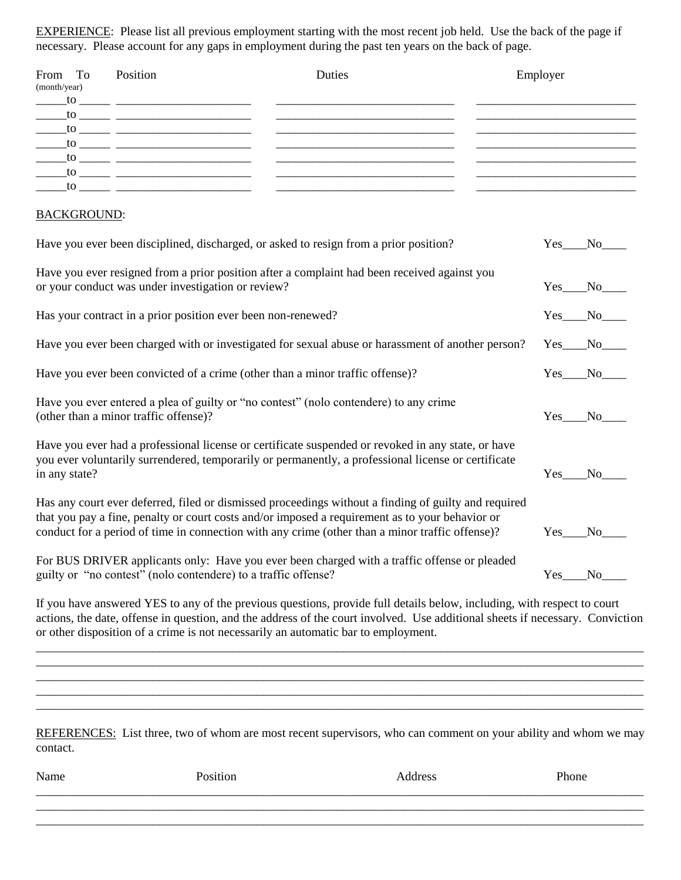EXPERIENCE: Please list all previous employment starting with the most recent job held. Use the back of the page if necessary. Please account for any gaps in employment during the past ten years on the back of page.

| From To (month/year) | Position | Duties | Employer |
|---|---|---|---|
| _____to _____ | | | |
| _____to _____ | | | |
| _____to _____ | | | |
| _____to _____ | | | |
| _____to _____ | | | |
| _____to _____ | | | |
| _____to _____ | | | |

BACKGROUND:

Have you ever been disciplined, discharged, or asked to resign from a prior position? Yes____No____

Have you ever resigned from a prior position after a complaint had been received against you or your conduct was under investigation or review? Yes____No____

Has your contract in a prior position ever been non-renewed? Yes____No____

Have you ever been charged with or investigated for sexual abuse or harassment of another person? Yes____No____

Have you ever been convicted of a crime (other than a minor traffic offense)? Yes____No____

Have you ever entered a plea of guilty or "no contest" (nolo contendere) to any crime (other than a minor traffic offense)? Yes____No____

Have you ever had a professional license or certificate suspended or revoked in any state, or have you ever voluntarily surrendered, temporarily or permanently, a professional license or certificate in any state? Yes____No____

Has any court ever deferred, filed or dismissed proceedings without a finding of guilty and required that you pay a fine, penalty or court costs and/or imposed a requirement as to your behavior or conduct for a period of time in connection with any crime (other than a minor traffic offense)? Yes____No____

For BUS DRIVER applicants only: Have you ever been charged with a traffic offense or pleaded guilty or "no contest" (nolo contendere) to a traffic offense? Yes____No____

If you have answered YES to any of the previous questions, provide full details below, including, with respect to court actions, the date, offense in question, and the address of the court involved. Use additional sheets if necessary. Conviction or other disposition of a crime is not necessarily an automatic bar to employment.

_______________________________________________________________________________________________

_______________________________________________________________________________________________

_______________________________________________________________________________________________

_______________________________________________________________________________________________

_______________________________________________________________________________________________

REFERENCES: List three, two of whom are most recent supervisors, who can comment on your ability and whom we may contact.

| Name | Position | Address | Phone |
|---|---|---|---|
| | | | |
| | | | |
| | | | |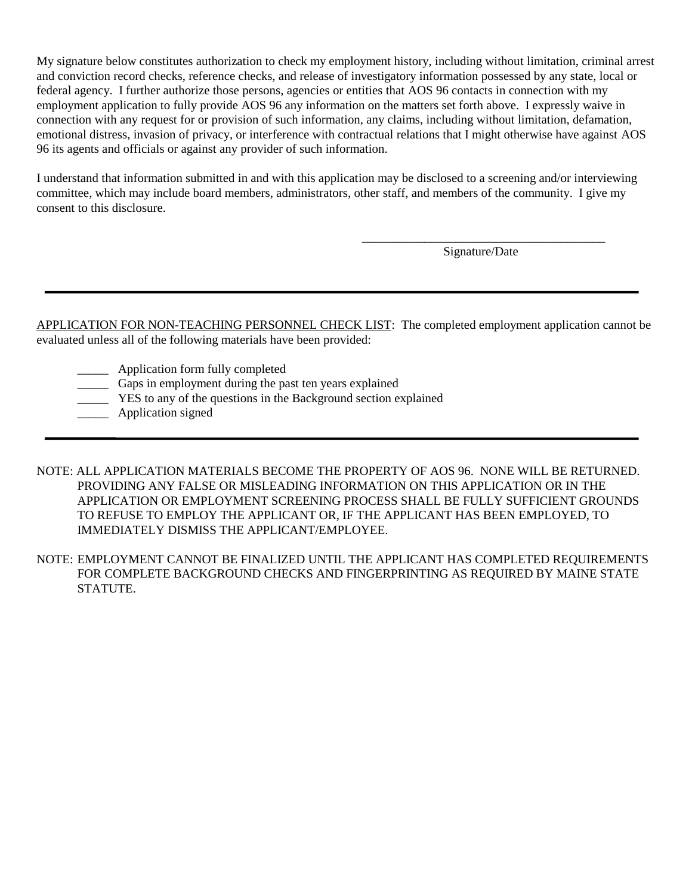My signature below constitutes authorization to check my employment history, including without limitation, criminal arrest and conviction record checks, reference checks, and release of investigatory information possessed by any state, local or federal agency. I further authorize those persons, agencies or entities that AOS 96 contacts in connection with my employment application to fully provide AOS 96 any information on the matters set forth above. I expressly waive in connection with any request for or provision of such information, any claims, including without limitation, defamation, emotional distress, invasion of privacy, or interference with contractual relations that I might otherwise have against AOS 96 its agents and officials or against any provider of such information.

I understand that information submitted in and with this application may be disclosed to a screening and/or interviewing committee, which may include board members, administrators, other staff, and members of the community. I give my consent to this disclosure.

\_\_\_\_\_\_\_\_\_\_\_\_\_\_\_\_\_\_\_\_\_\_\_\_\_\_\_\_\_\_\_\_\_\_\_\_\_\_\_\_

Signature/Date

---

APPLICATION FOR NON-TEACHING PERSONNEL CHECK LIST: The completed employment application cannot be evaluated unless all of the following materials have been provided:

_____ Application form fully completed
_____ Gaps in employment during the past ten years explained
_____ YES to any of the questions in the Background section explained
_____ Application signed

---

NOTE: ALL APPLICATION MATERIALS BECOME THE PROPERTY OF AOS 96. NONE WILL BE RETURNED. PROVIDING ANY FALSE OR MISLEADING INFORMATION ON THIS APPLICATION OR IN THE APPLICATION OR EMPLOYMENT SCREENING PROCESS SHALL BE FULLY SUFFICIENT GROUNDS TO REFUSE TO EMPLOY THE APPLICANT OR, IF THE APPLICANT HAS BEEN EMPLOYED, TO IMMEDIATELY DISMISS THE APPLICANT/EMPLOYEE.

NOTE: EMPLOYMENT CANNOT BE FINALIZED UNTIL THE APPLICANT HAS COMPLETED REQUIREMENTS FOR COMPLETE BACKGROUND CHECKS AND FINGERPRINTING AS REQUIRED BY MAINE STATE STATUTE.